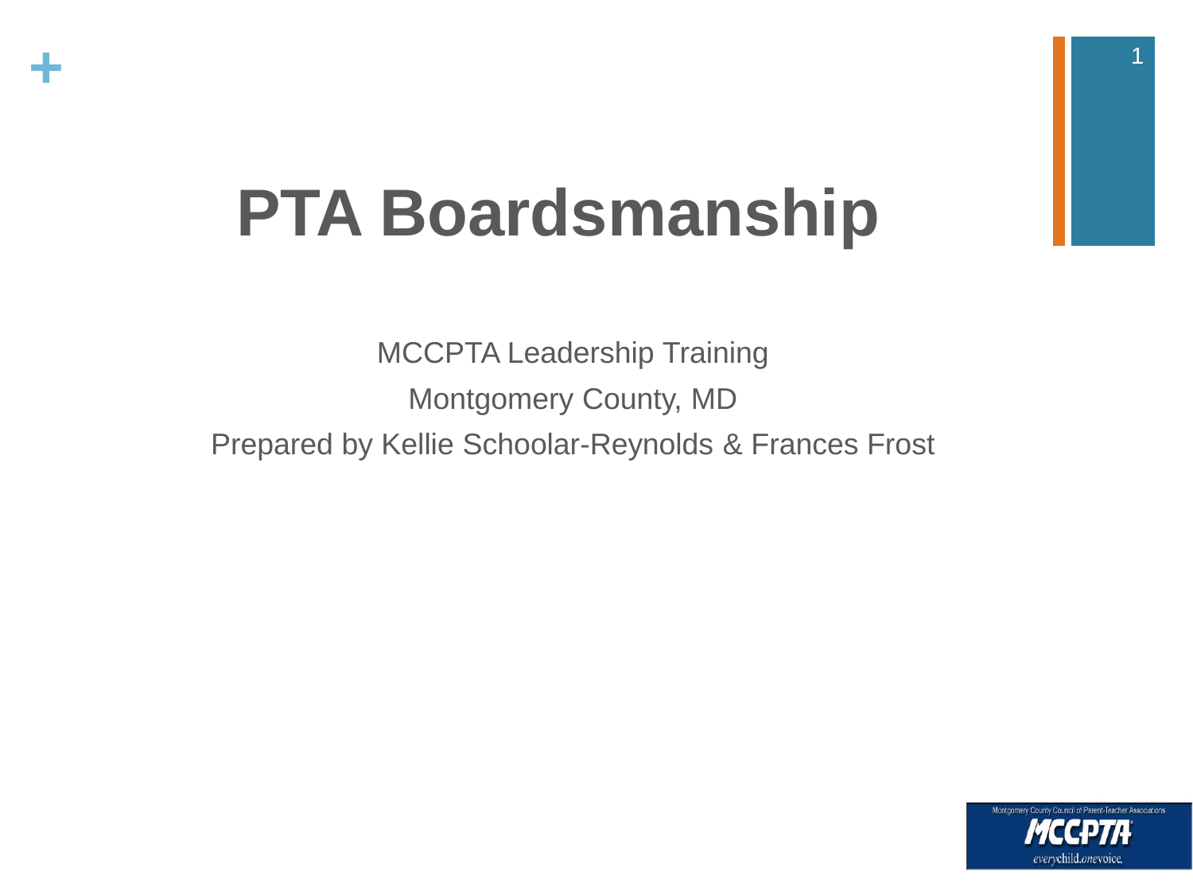# PTA Boardsmanship

MCCPTA Leadership Training

Montgomery County, MD

Prepared by Kellie Schoolar-Reynolds & Frances Frost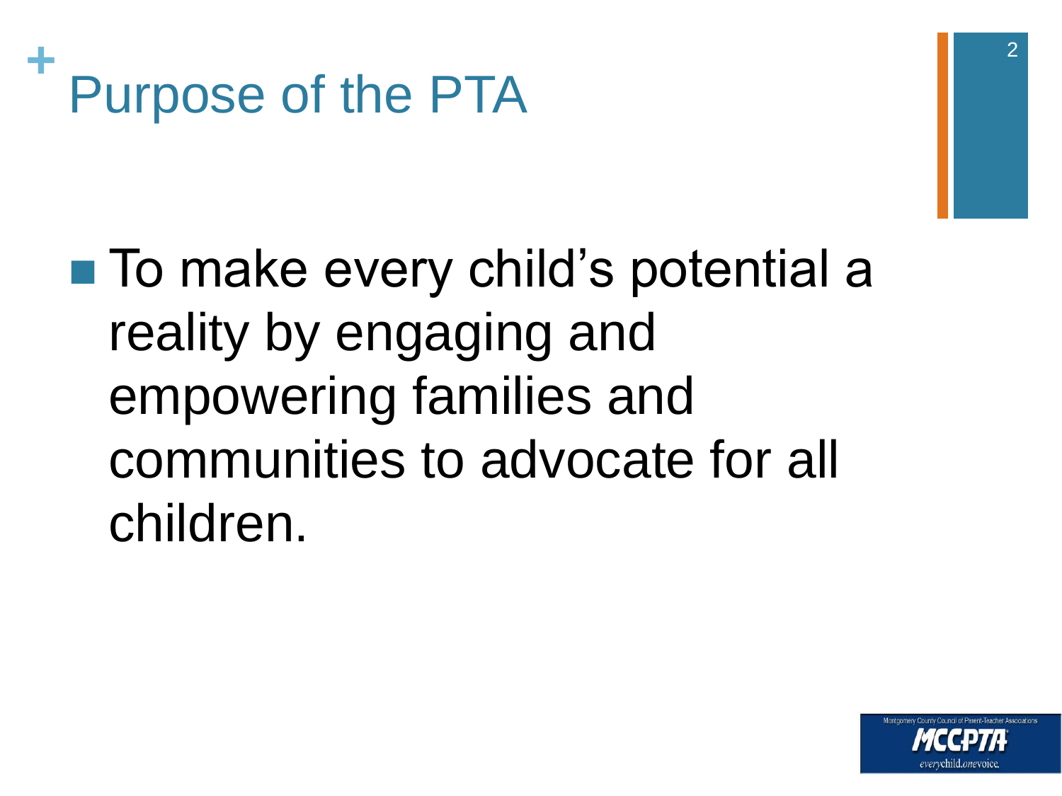# Purpose of the PTA

- To make every child's potential a reality by engaging and empowering families and communities to advocate for all children.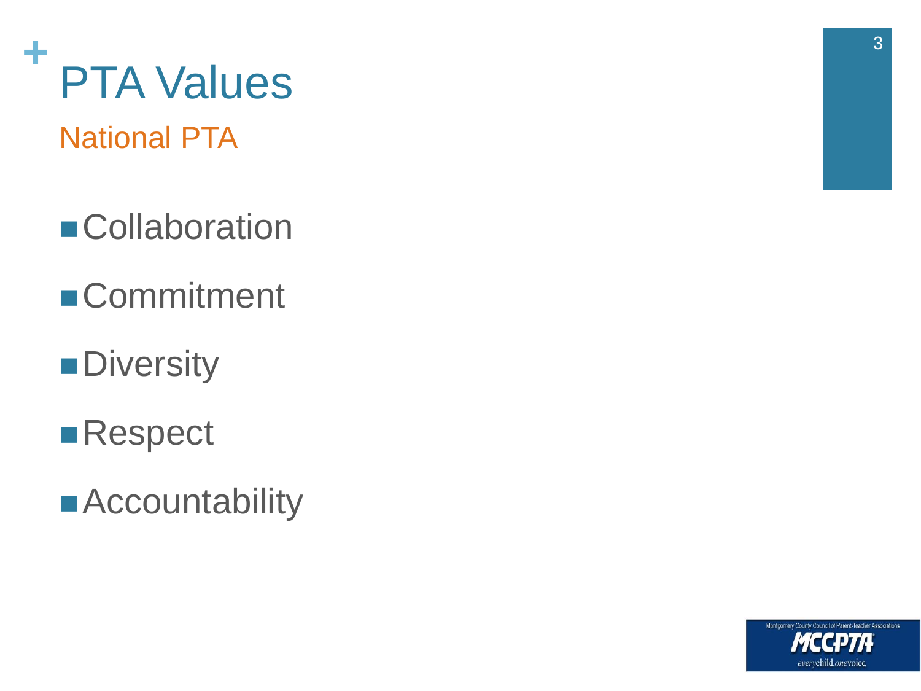# PTA Values

## National PTA

- Collaboration
- Commitment
- Diversity
- Respect
- Accountability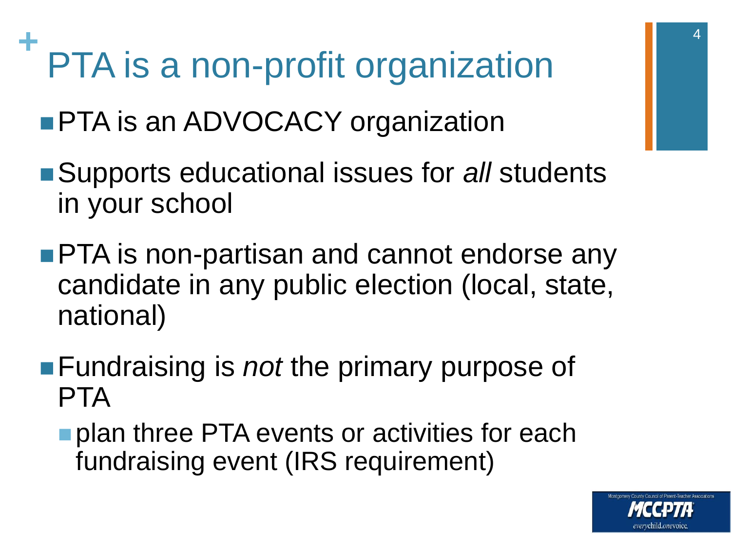# PTA is a non-profit organization

- PTA is an ADVOCACY organization
- Supports educational issues for *all* students in your school
- PTA is non-partisan and cannot endorse any candidate in any public election (local, state, national)
- Fundraising is *not* the primary purpose of PTA
  - plan three PTA events or activities for each fundraising event (IRS requirement)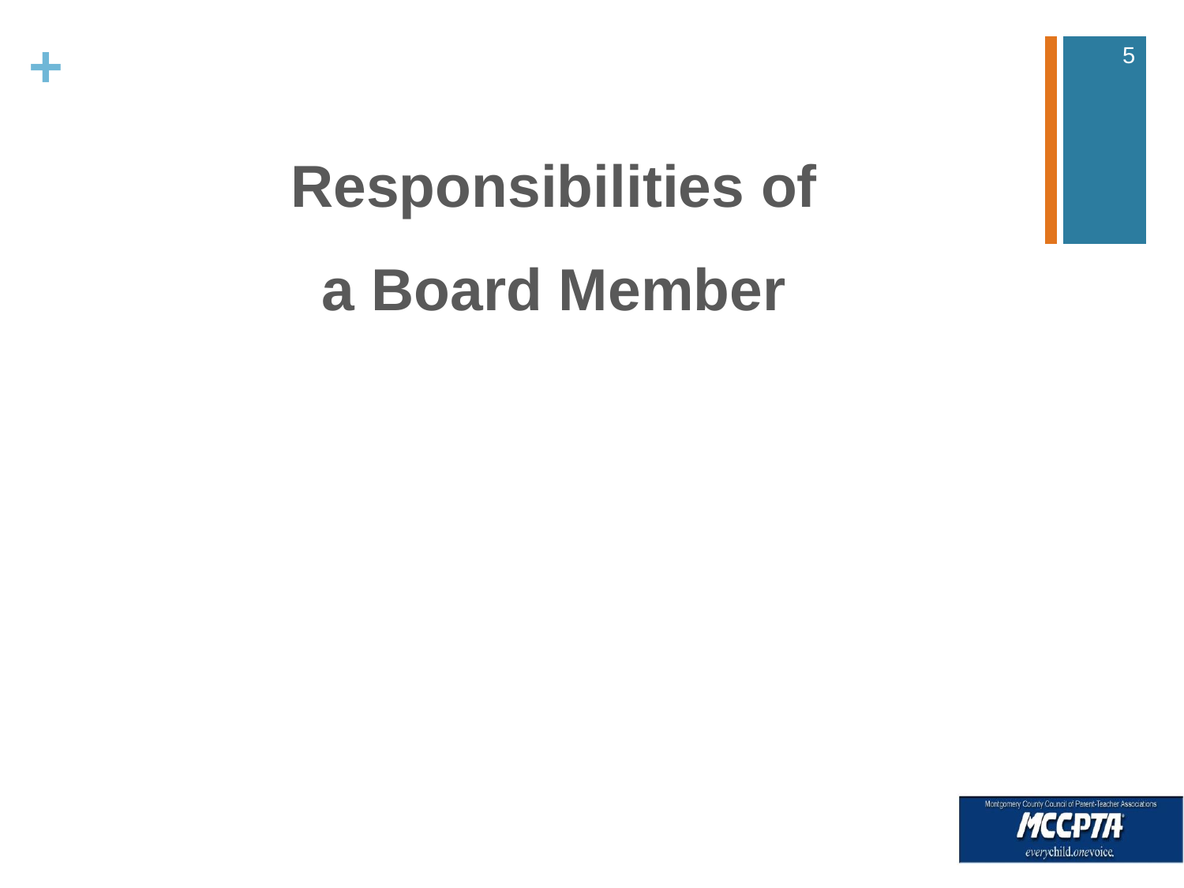# Responsibilities of a Board Member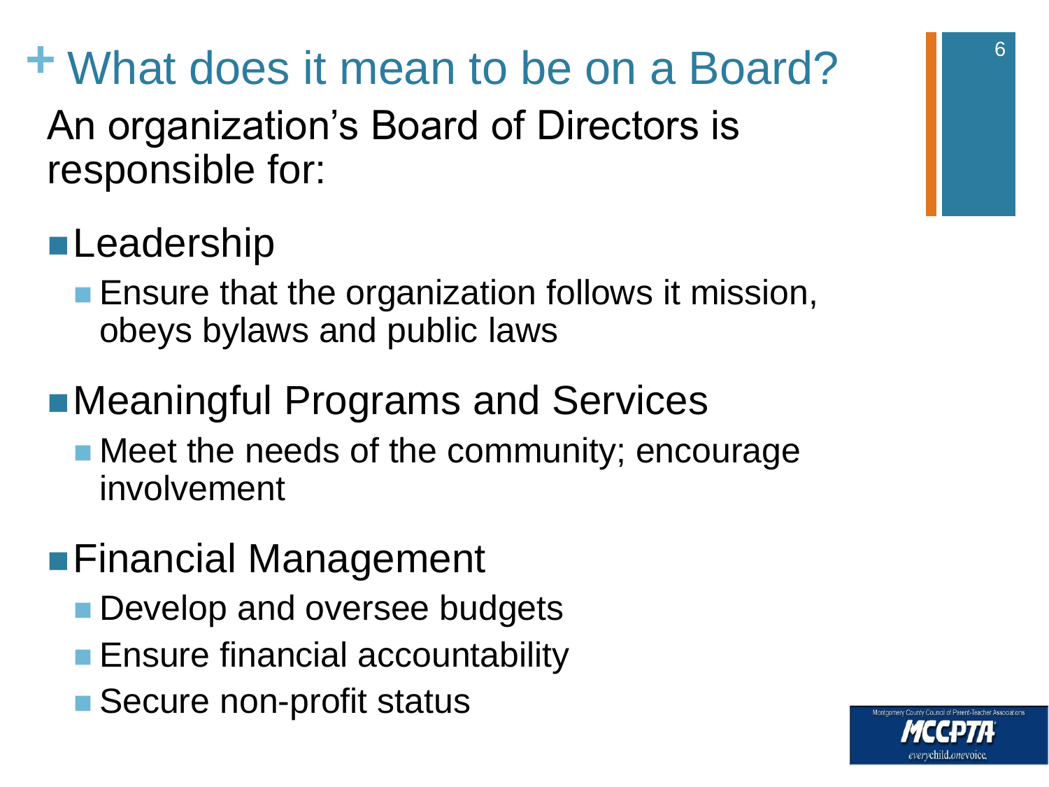# What does it mean to be on a Board?

An organization's Board of Directors is responsible for:

- Leadership
  - Ensure that the organization follows it mission, obeys bylaws and public laws
- Meaningful Programs and Services
  - Meet the needs of the community; encourage involvement
- Financial Management
  - Develop and oversee budgets
  - Ensure financial accountability
  - Secure non-profit status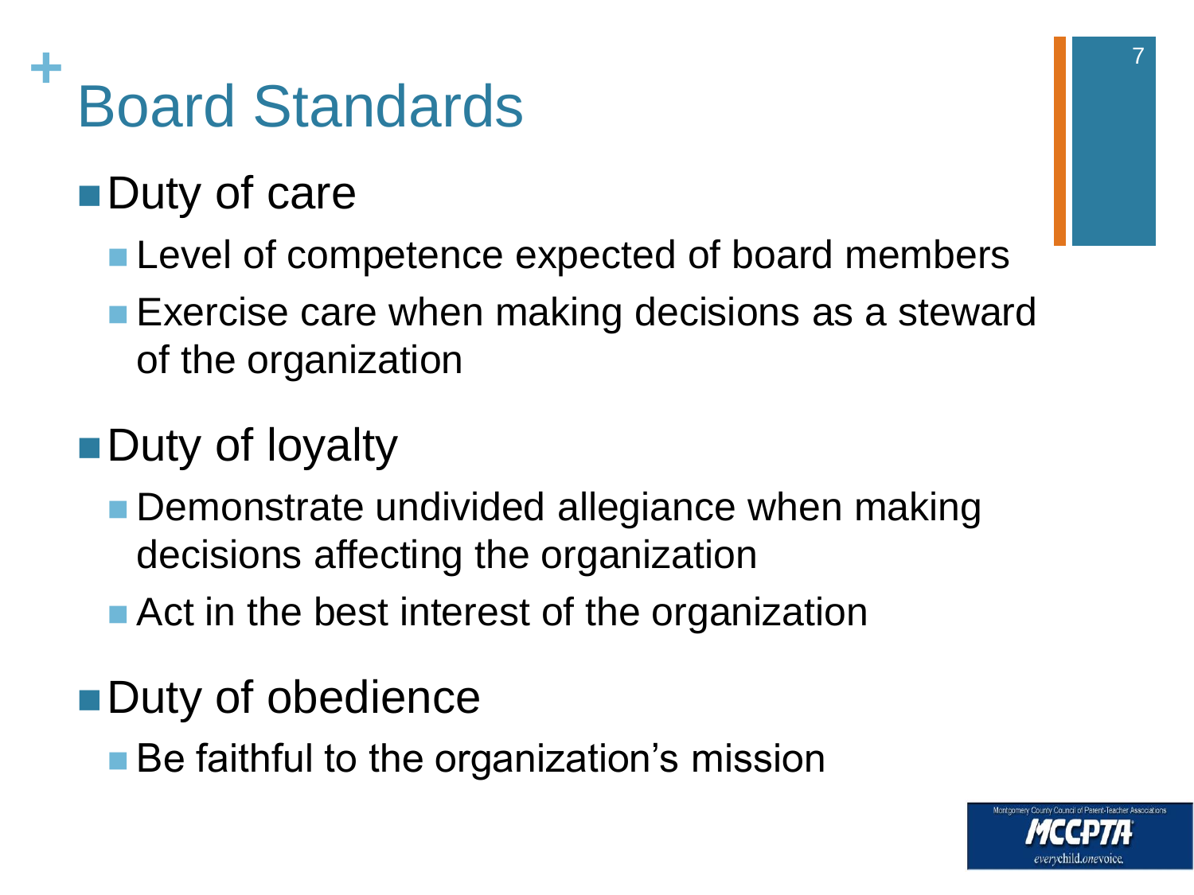# Board Standards

- Duty of care
  - Level of competence expected of board members
  - Exercise care when making decisions as a steward of the organization
- Duty of loyalty
  - Demonstrate undivided allegiance when making decisions affecting the organization
  - Act in the best interest of the organization
- Duty of obedience
  - Be faithful to the organization's mission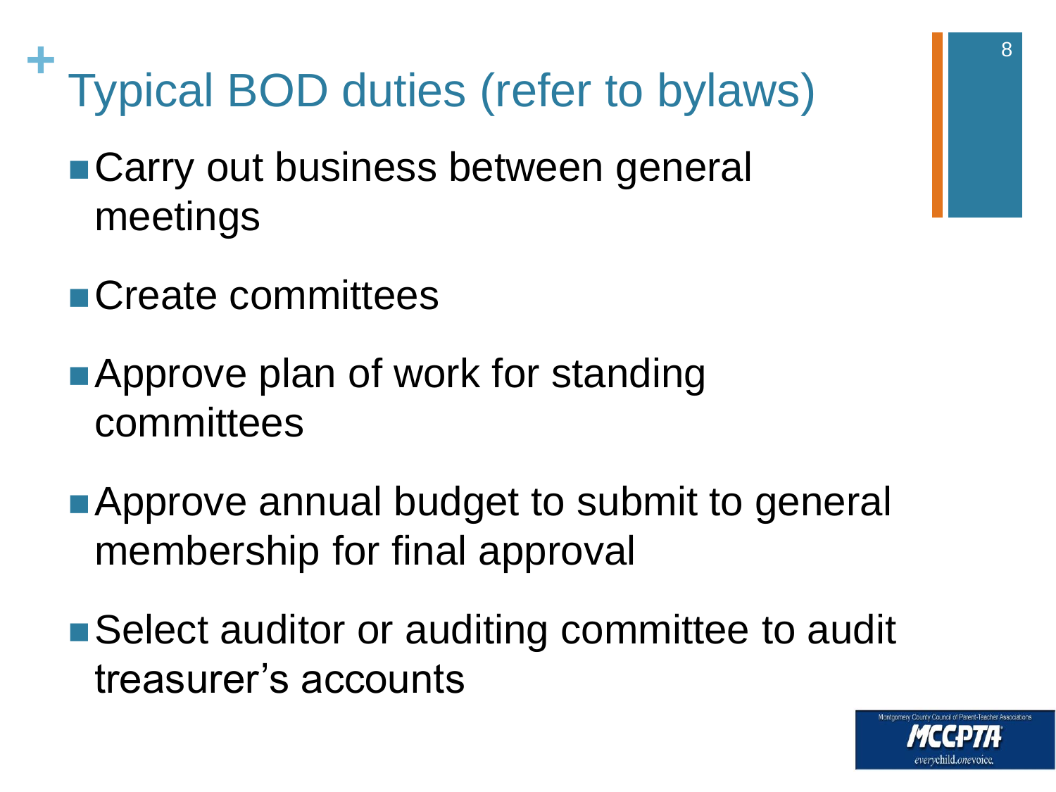# Typical BOD duties (refer to bylaws)

- Carry out business between general meetings
- Create committees
- Approve plan of work for standing committees
- Approve annual budget to submit to general membership for final approval
- Select auditor or auditing committee to audit treasurer's accounts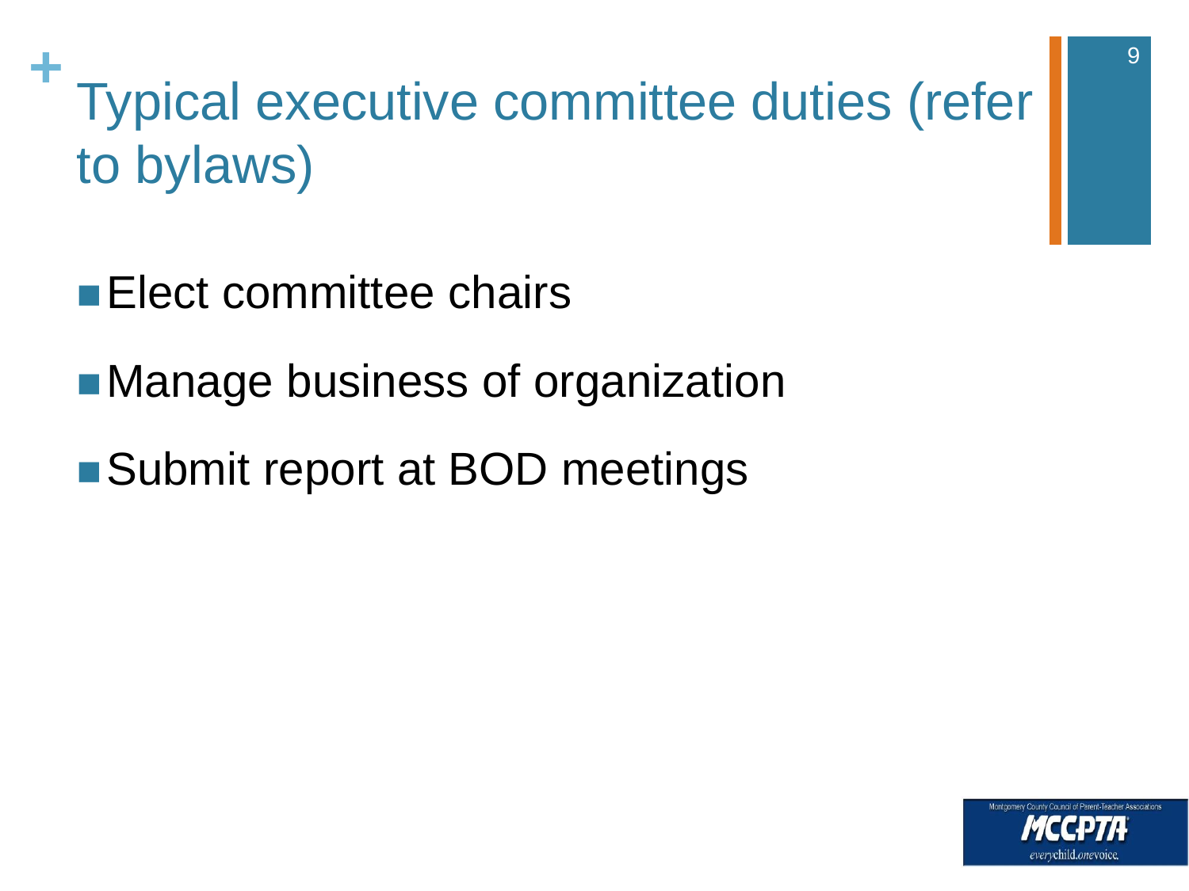# Typical executive committee duties (refer to bylaws)

- Elect committee chairs
- Manage business of organization
- Submit report at BOD meetings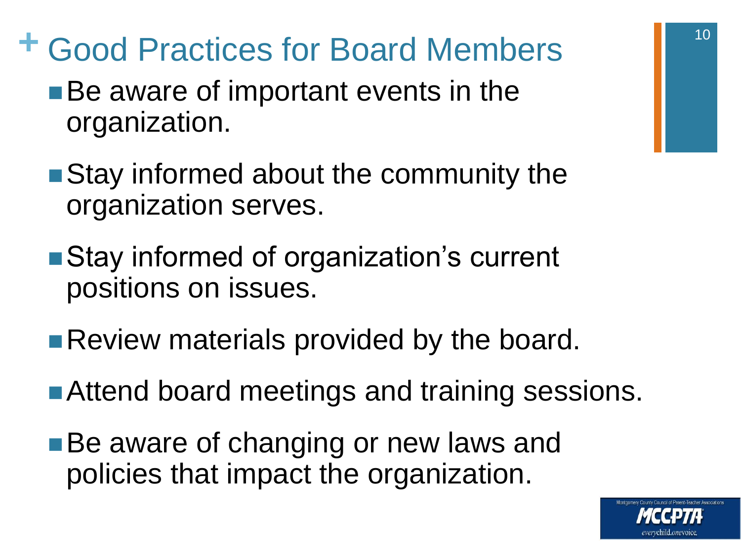# Good Practices for Board Members

- Be aware of important events in the organization.
- Stay informed about the community the organization serves.
- Stay informed of organization's current positions on issues.
- Review materials provided by the board.
- Attend board meetings and training sessions.
- Be aware of changing or new laws and policies that impact the organization.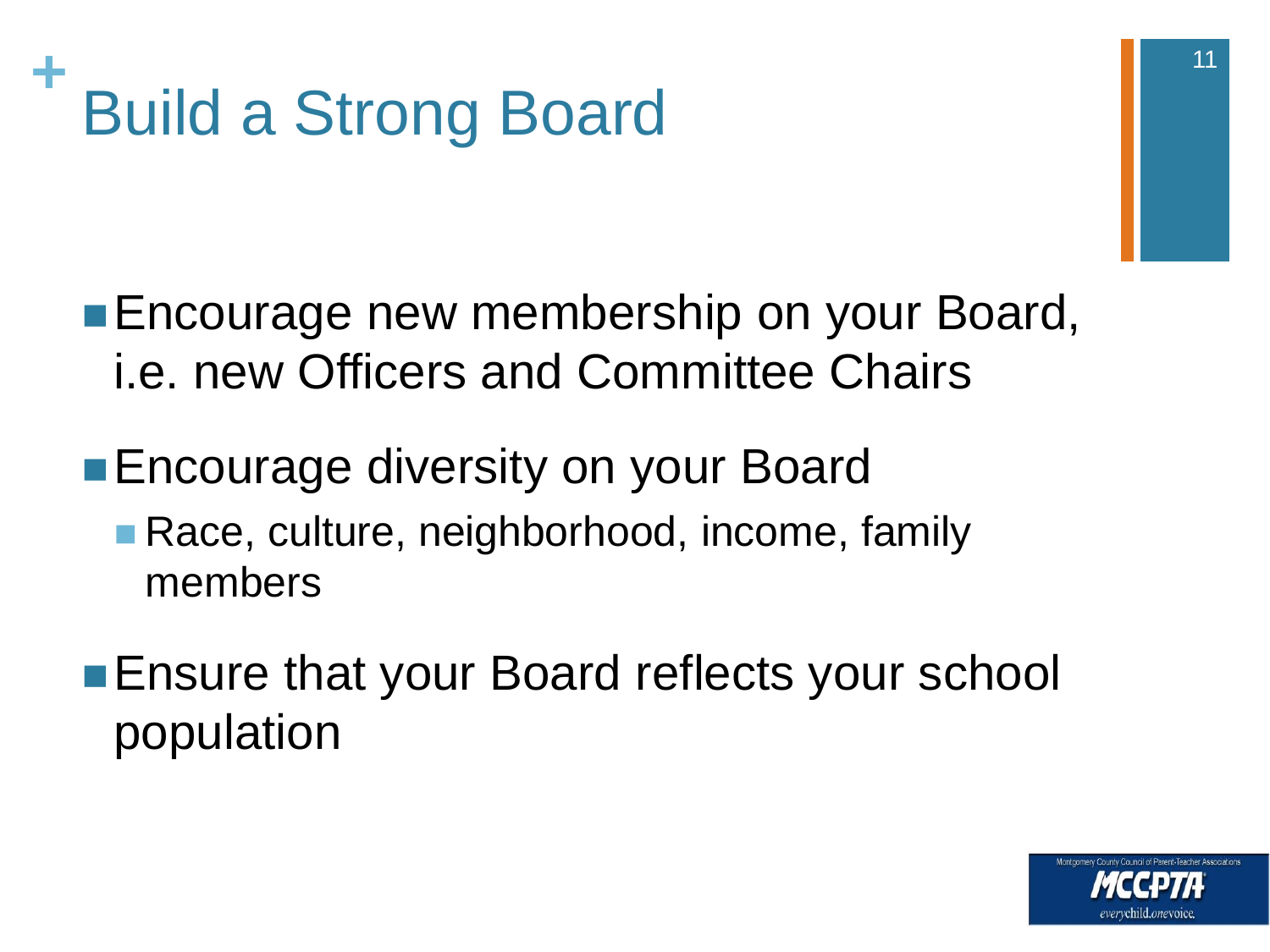# Build a Strong Board

- Encourage new membership on your Board, i.e. new Officers and Committee Chairs
- Encourage diversity on your Board
  - Race, culture, neighborhood, income, family members
- Ensure that your Board reflects your school population

Montgomery County Council of Parent-Teacher Associations
MCCPTA
everychild.onevoice.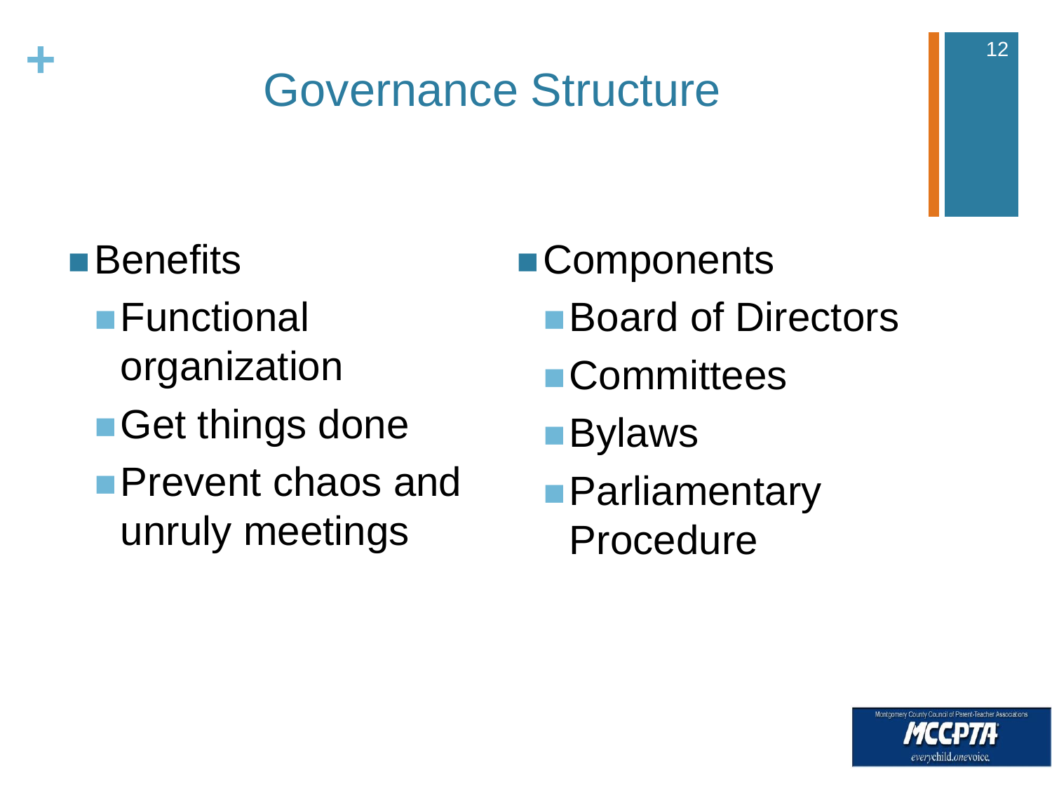# Governance Structure

- Benefits
  - Functional organization
  - Get things done
  - Prevent chaos and unruly meetings
- Components
  - Board of Directors
  - Committees
  - Bylaws
  - Parliamentary Procedure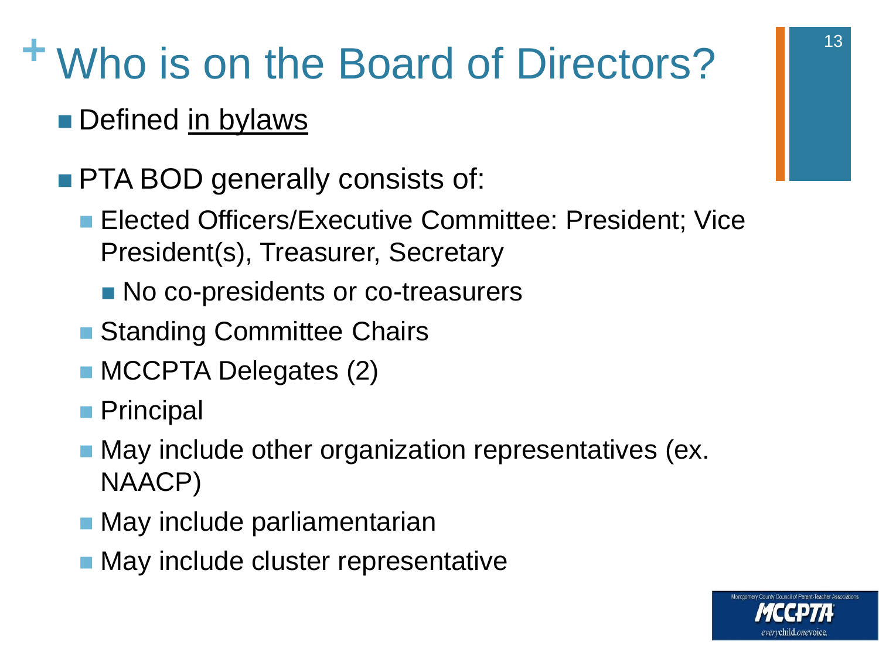# Who is on the Board of Directors?

- Defined in bylaws
- PTA BOD generally consists of:
  - Elected Officers/Executive Committee: President; Vice President(s), Treasurer, Secretary
    - No co-presidents or co-treasurers
  - Standing Committee Chairs
  - MCCPTA Delegates (2)
  - Principal
  - May include other organization representatives (ex. NAACP)
  - May include parliamentarian
  - May include cluster representative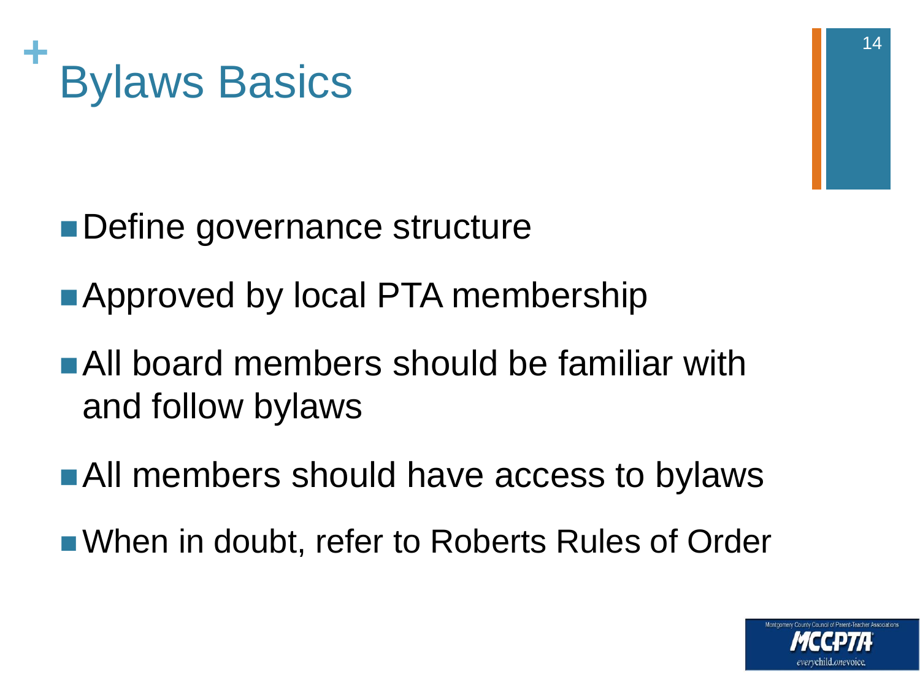# Bylaws Basics

- Define governance structure
- Approved by local PTA membership
- All board members should be familiar with and follow bylaws
- All members should have access to bylaws
- When in doubt, refer to Roberts Rules of Order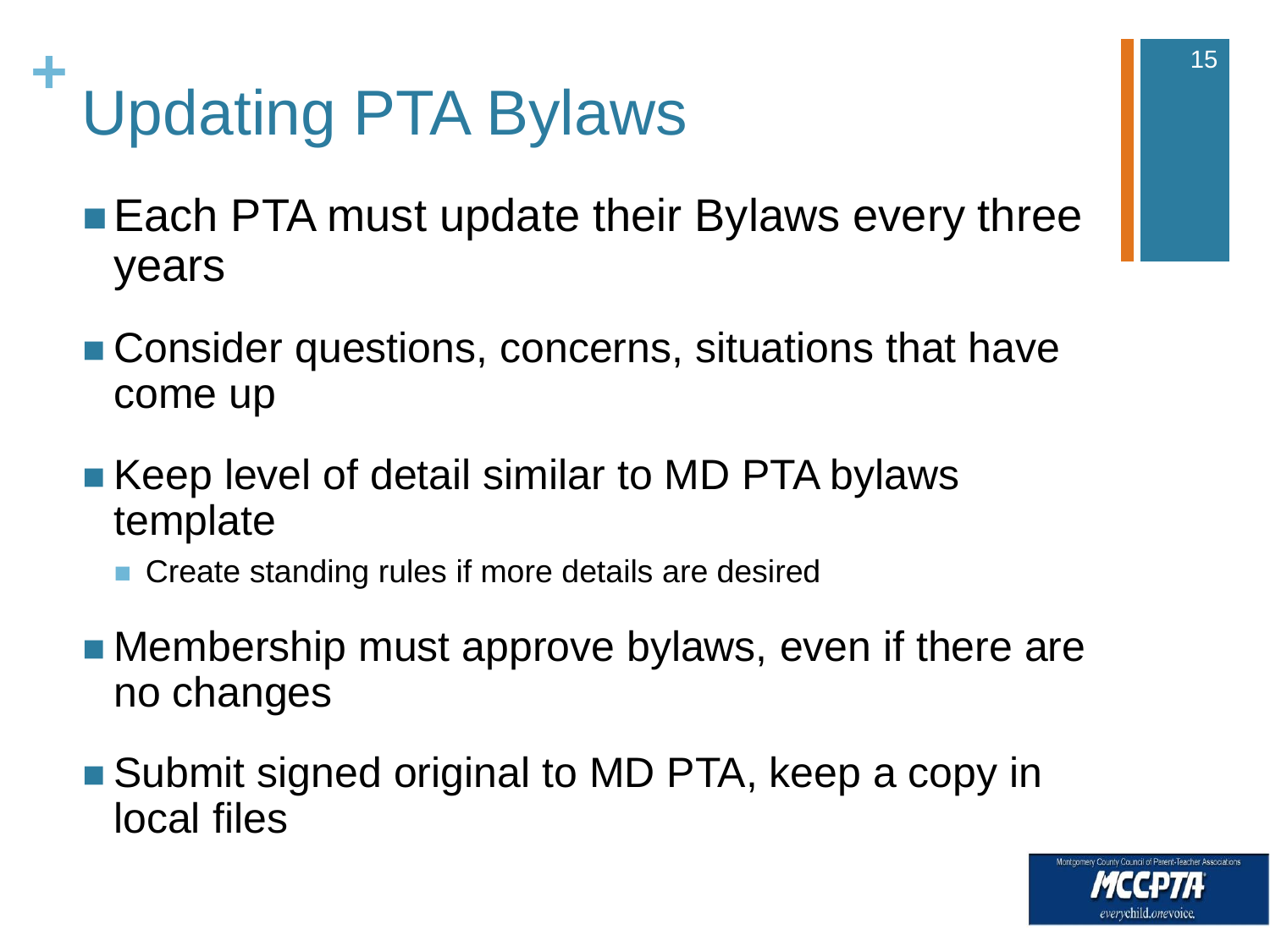# Updating PTA Bylaws

- Each PTA must update their Bylaws every three years
- Consider questions, concerns, situations that have come up
- Keep level of detail similar to MD PTA bylaws template
  - Create standing rules if more details are desired
- Membership must approve bylaws, even if there are no changes
- Submit signed original to MD PTA, keep a copy in local files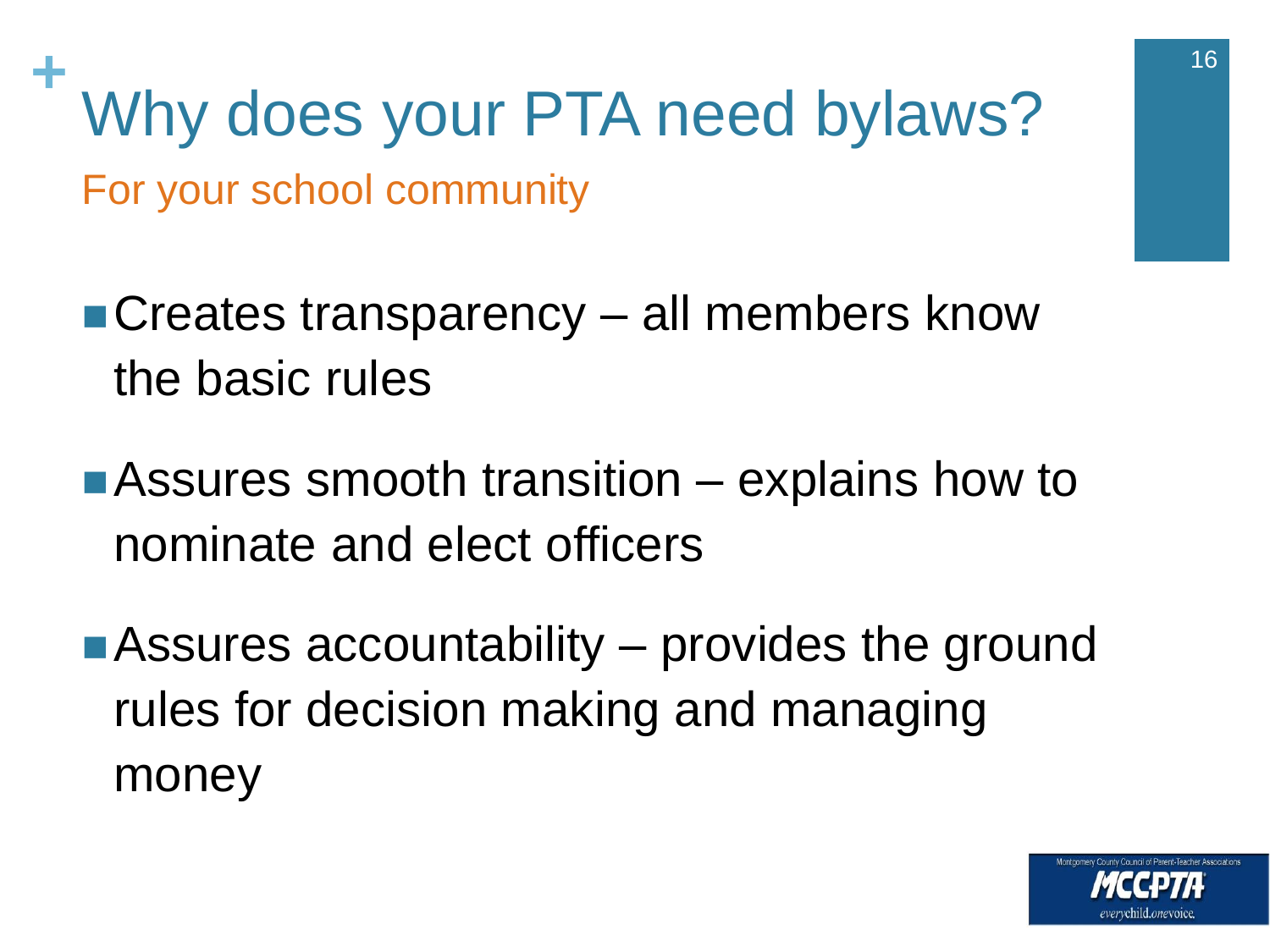# Why does your PTA need bylaws?

## For your school community

- Creates transparency – all members know the basic rules
- Assures smooth transition – explains how to nominate and elect officers
- Assures accountability – provides the ground rules for decision making and managing money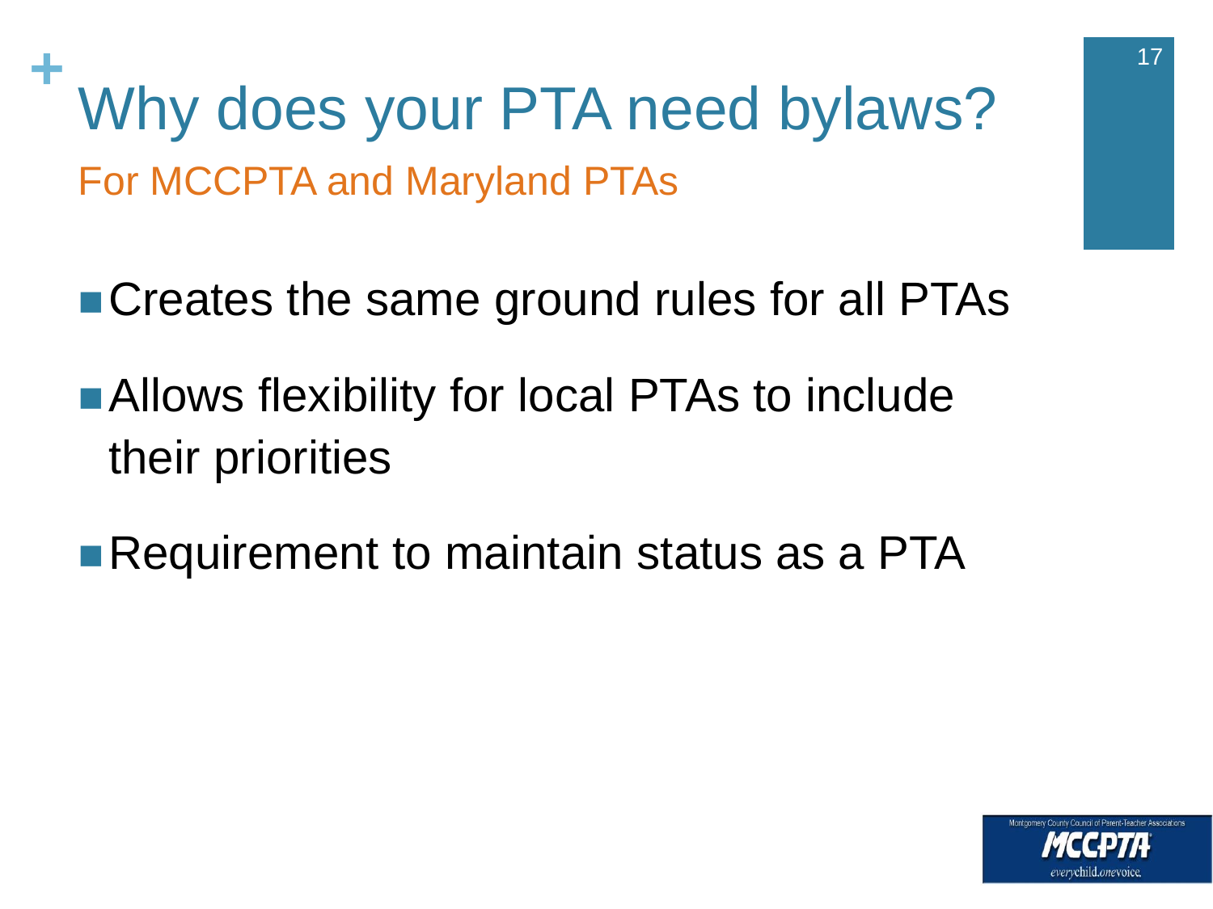# Why does your PTA need bylaws?

## For MCCPTA and Maryland PTAs

- Creates the same ground rules for all PTAs
- Allows flexibility for local PTAs to include their priorities
- Requirement to maintain status as a PTA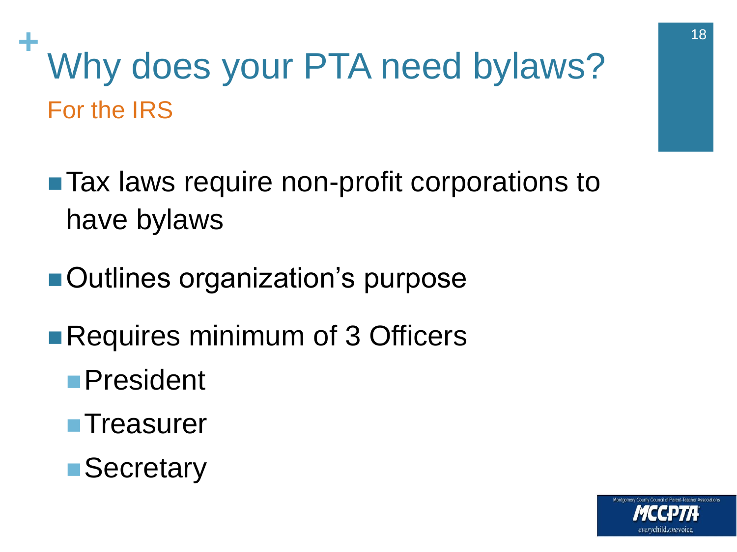# Why does your PTA need bylaws?

## For the IRS

- Tax laws require non-profit corporations to have bylaws
- Outlines organization's purpose
- Requires minimum of 3 Officers
  - President
  - Treasurer
  - Secretary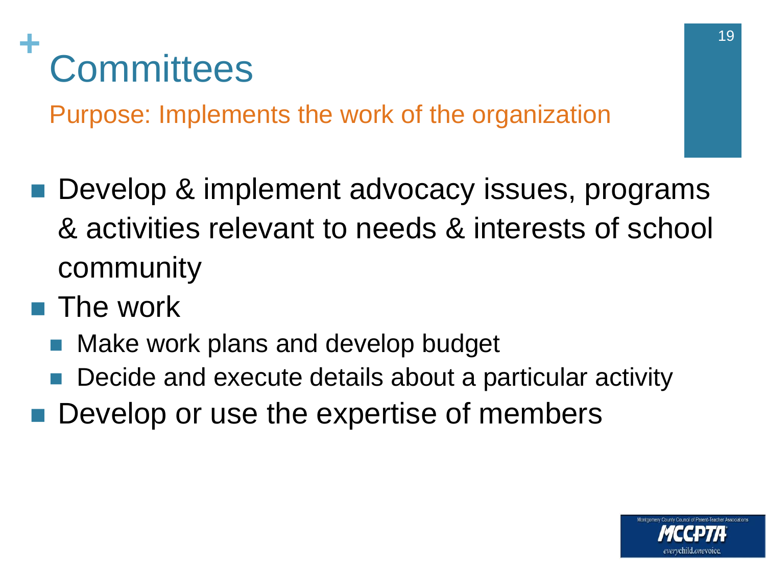# Committees

Purpose: Implements the work of the organization

- Develop & implement advocacy issues, programs & activities relevant to needs & interests of school community
- The work
  - Make work plans and develop budget
  - Decide and execute details about a particular activity
- Develop or use the expertise of members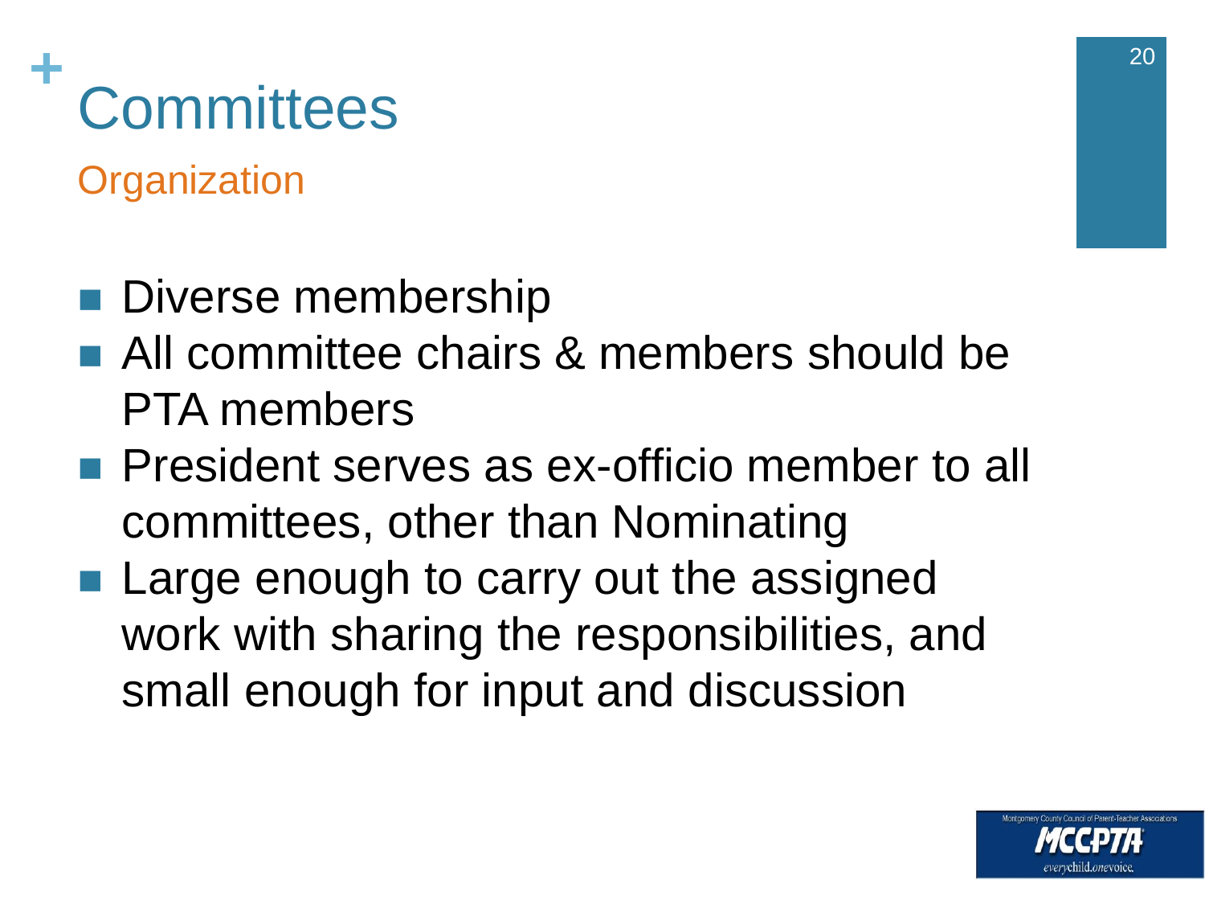# Committees

## Organization

- Diverse membership
- All committee chairs & members should be PTA members
- President serves as ex-officio member to all committees, other than Nominating
- Large enough to carry out the assigned work with sharing the responsibilities, and small enough for input and discussion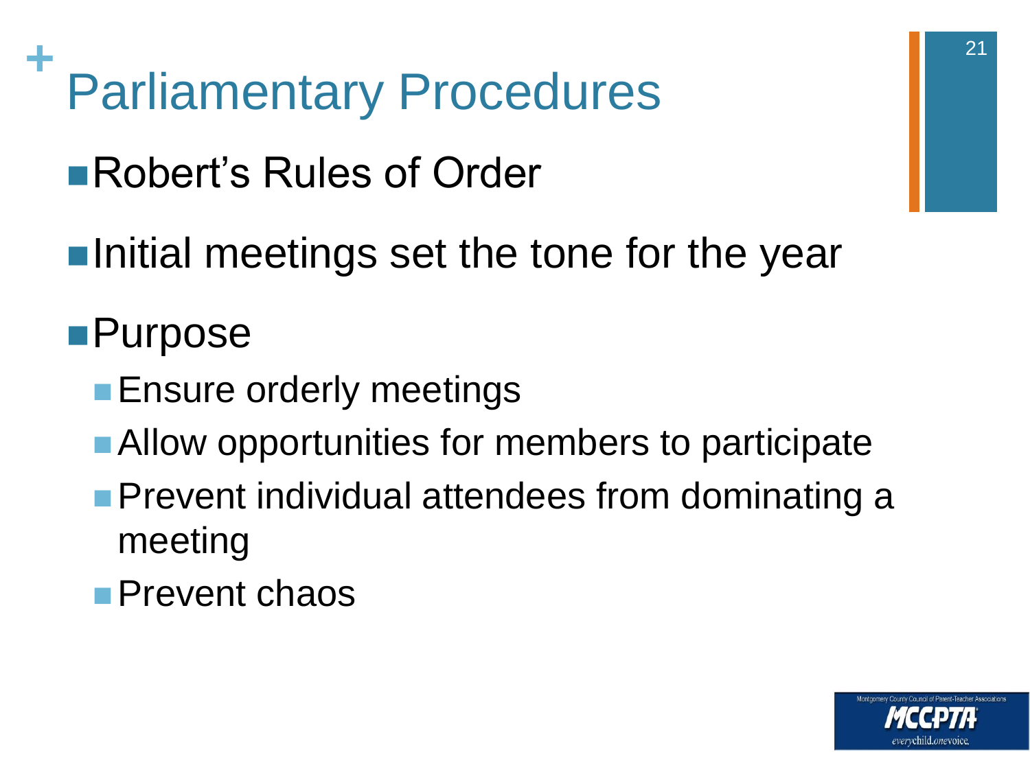# Parliamentary Procedures

- Robert's Rules of Order
- Initial meetings set the tone for the year
- Purpose
  - Ensure orderly meetings
  - Allow opportunities for members to participate
  - Prevent individual attendees from dominating a meeting
  - Prevent chaos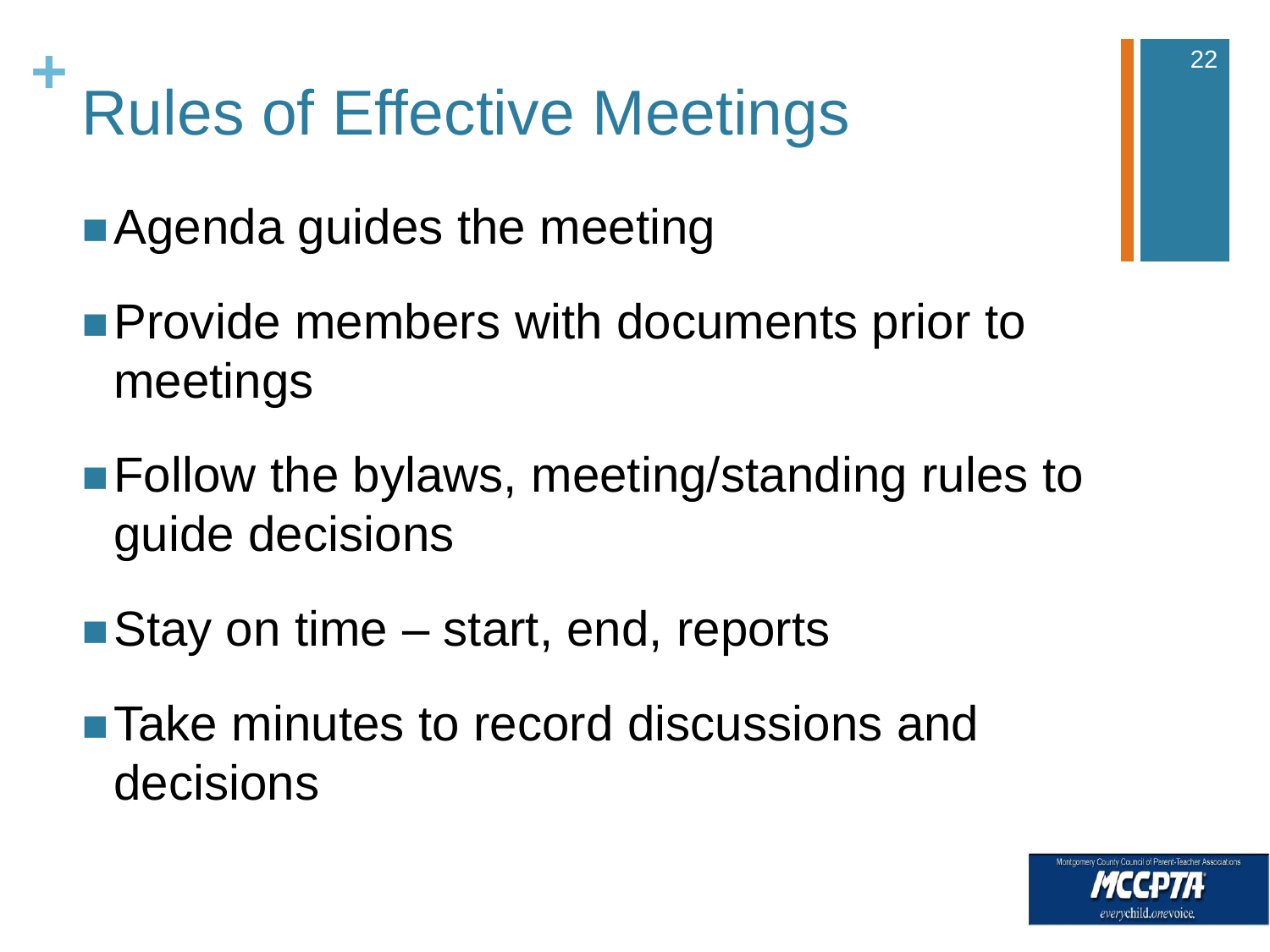# Rules of Effective Meetings

- Agenda guides the meeting
- Provide members with documents prior to meetings
- Follow the bylaws, meeting/standing rules to guide decisions
- Stay on time – start, end, reports
- Take minutes to record discussions and decisions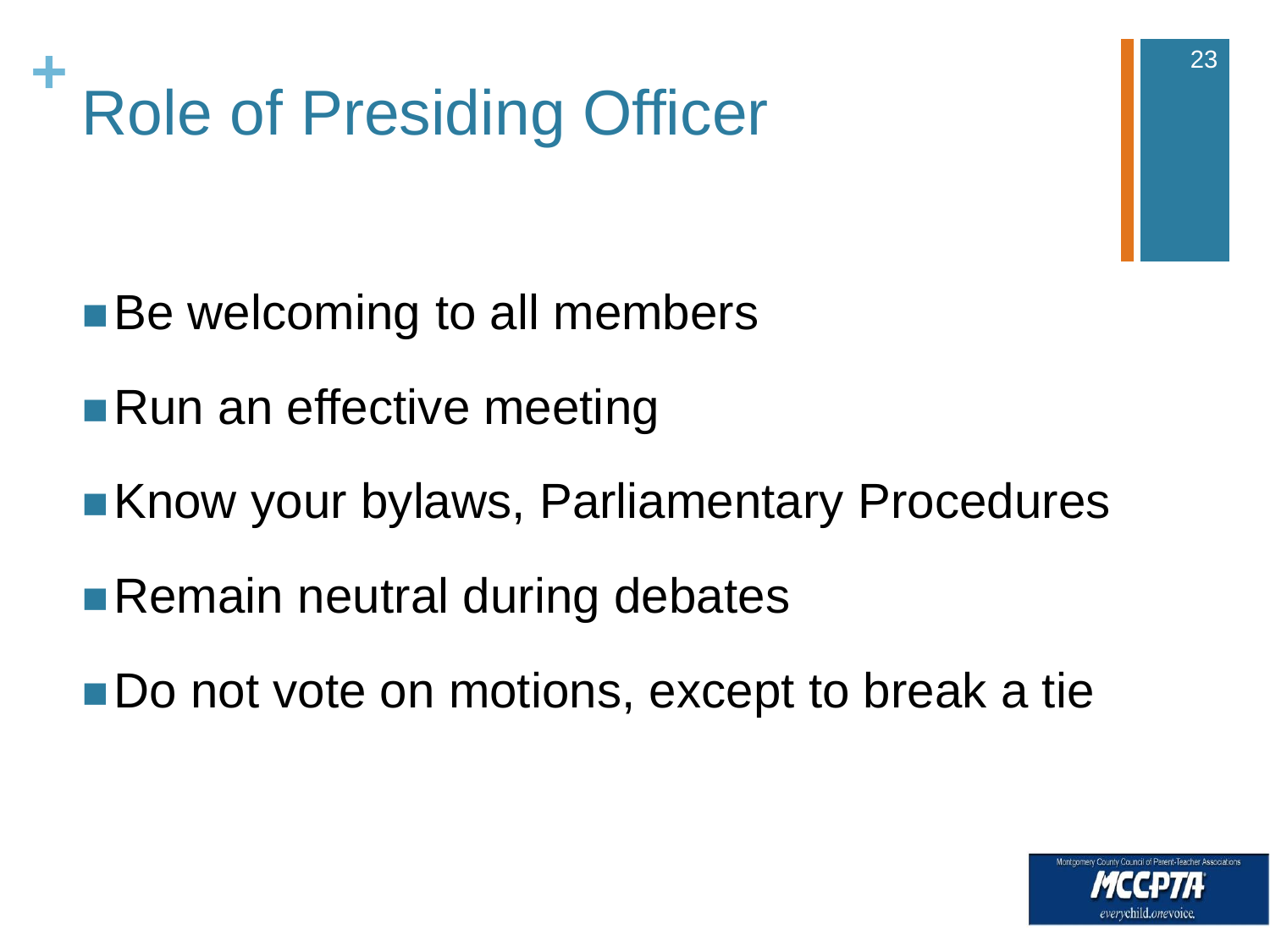# Role of Presiding Officer

- Be welcoming to all members
- Run an effective meeting
- Know your bylaws, Parliamentary Procedures
- Remain neutral during debates
- Do not vote on motions, except to break a tie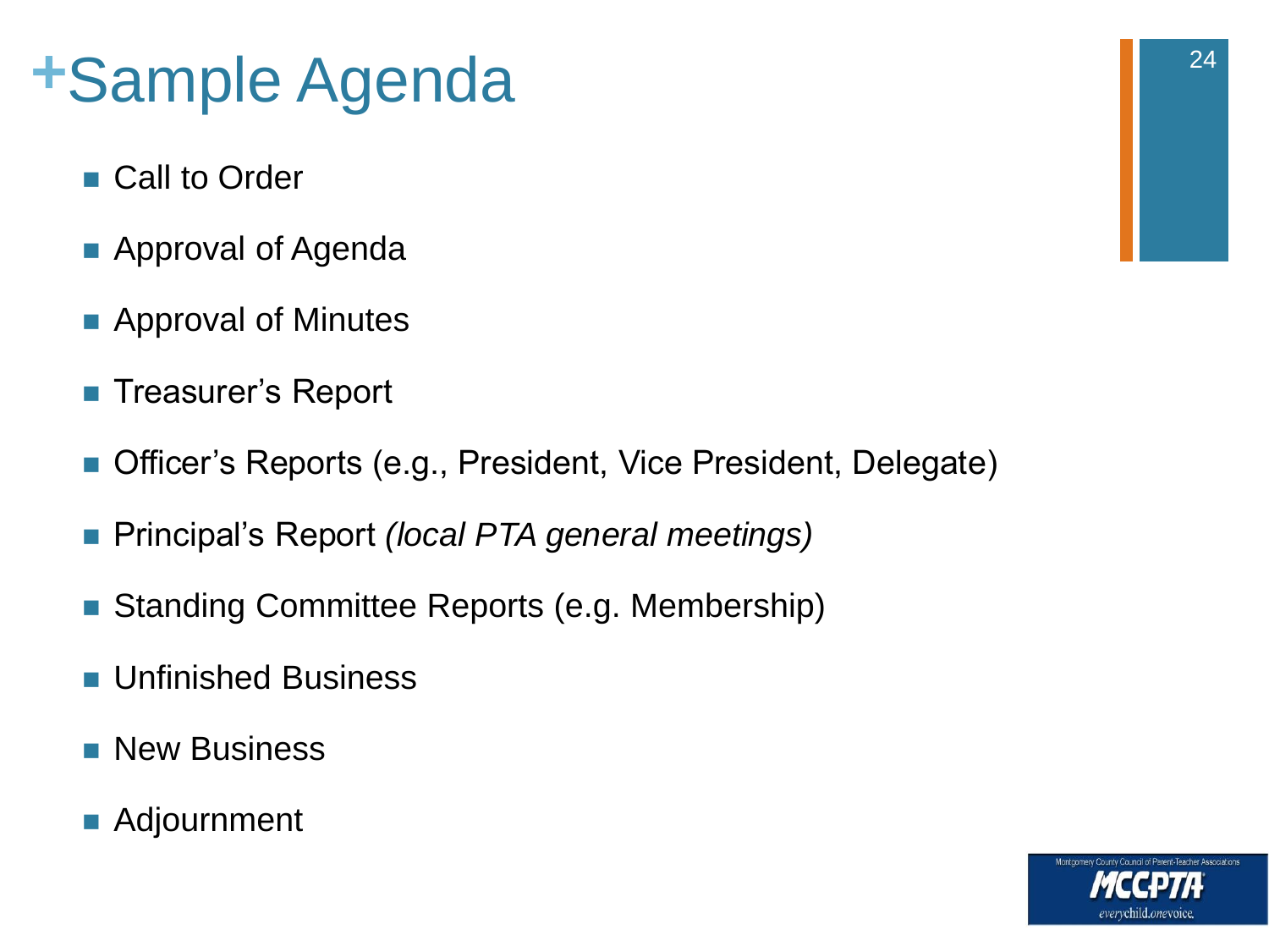# Sample Agenda

- Call to Order
- Approval of Agenda
- Approval of Minutes
- Treasurer's Report
- Officer's Reports (e.g., President, Vice President, Delegate)
- Principal's Report *(local PTA general meetings)*
- Standing Committee Reports (e.g. Membership)
- Unfinished Business
- New Business
- Adjournment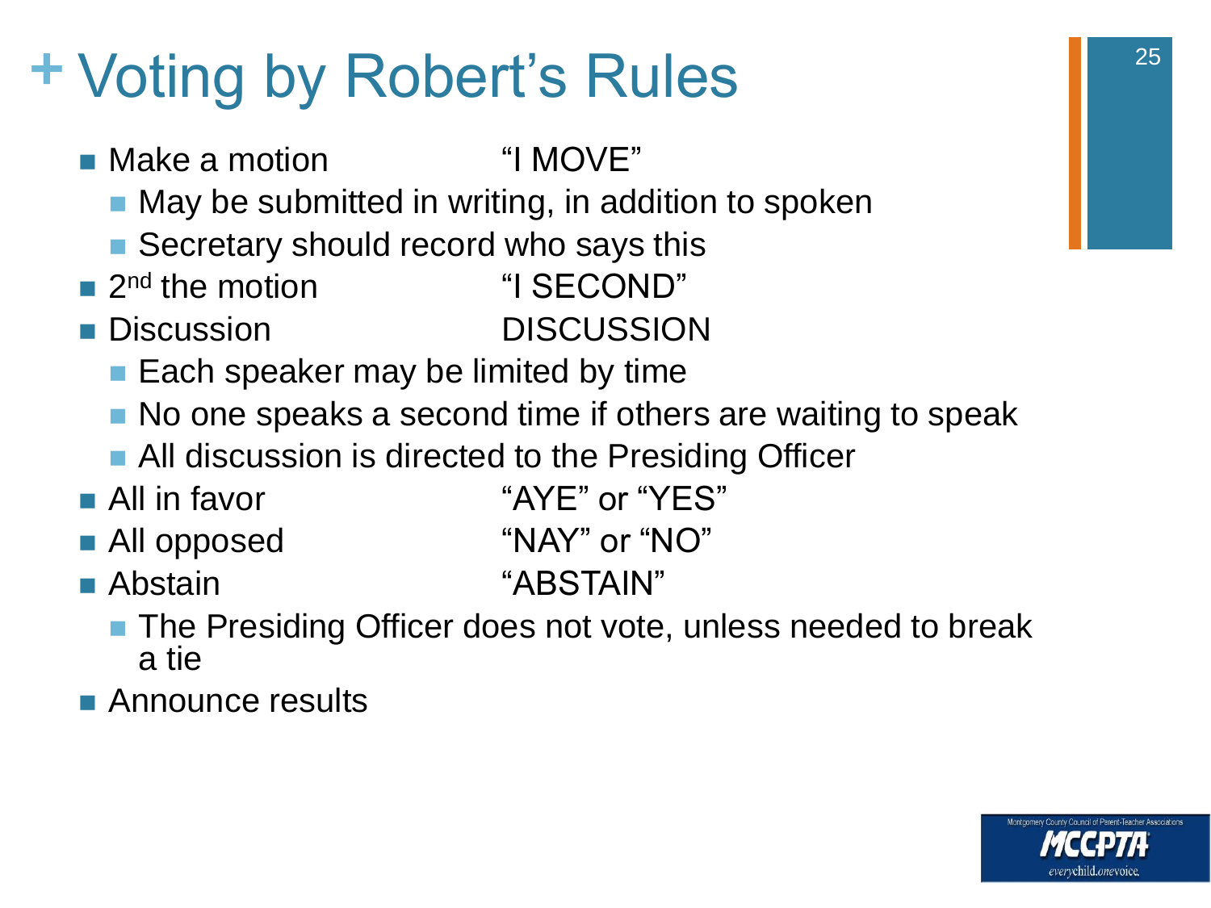# + Voting by Robert's Rules

- Make a motion "I MOVE"
  - May be submitted in writing, in addition to spoken
  - Secretary should record who says this
- 2nd the motion "I SECOND"
- Discussion DISCUSSION
  - Each speaker may be limited by time
  - No one speaks a second time if others are waiting to speak
  - All discussion is directed to the Presiding Officer
- All in favor "AYE" or "YES"
- All opposed "NAY" or "NO"
- Abstain "ABSTAIN"
  - The Presiding Officer does not vote, unless needed to break a tie
- Announce results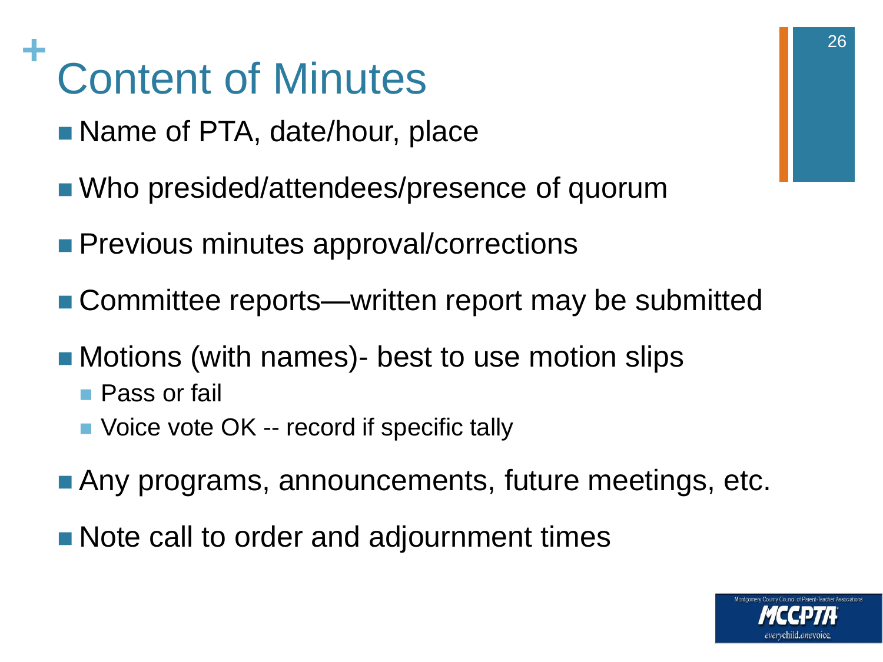# Content of Minutes

- Name of PTA, date/hour, place
- Who presided/attendees/presence of quorum
- Previous minutes approval/corrections
- Committee reports—written report may be submitted
- Motions (with names)- best to use motion slips
  - Pass or fail
  - Voice vote OK -- record if specific tally
- Any programs, announcements, future meetings, etc.
- Note call to order and adjournment times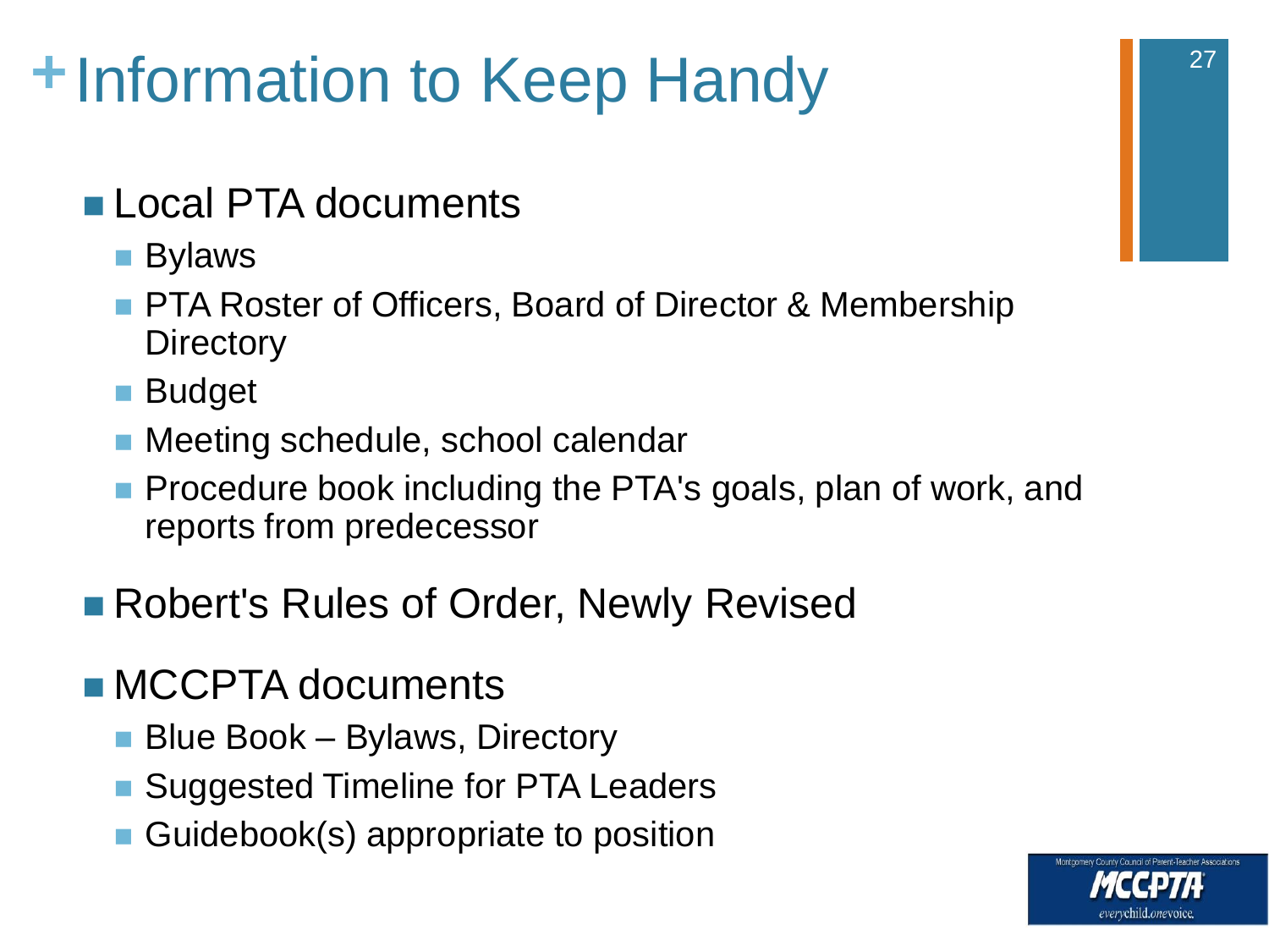# Information to Keep Handy

- Local PTA documents
  - Bylaws
  - PTA Roster of Officers, Board of Director & Membership Directory
  - Budget
  - Meeting schedule, school calendar
  - Procedure book including the PTA's goals, plan of work, and reports from predecessor
- Robert's Rules of Order, Newly Revised
- MCCPTA documents
  - Blue Book – Bylaws, Directory
  - Suggested Timeline for PTA Leaders
  - Guidebook(s) appropriate to position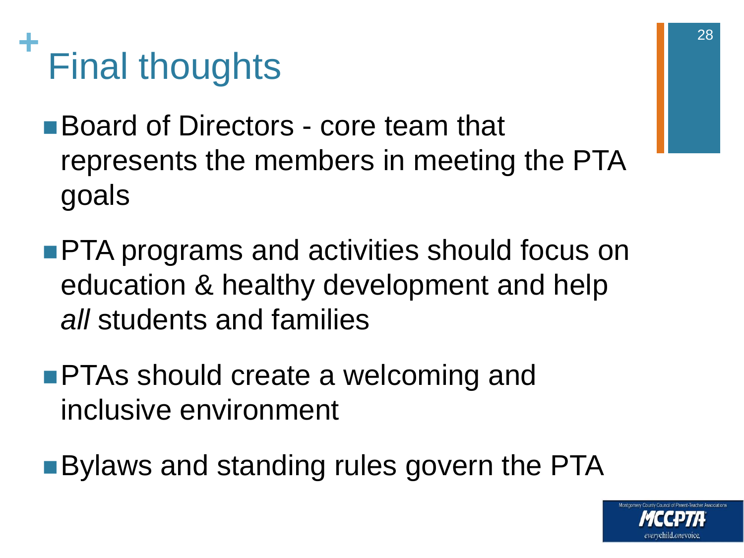# Final thoughts

- Board of Directors - core team that represents the members in meeting the PTA goals
- PTA programs and activities should focus on education & healthy development and help *all* students and families
- PTAs should create a welcoming and inclusive environment
- Bylaws and standing rules govern the PTA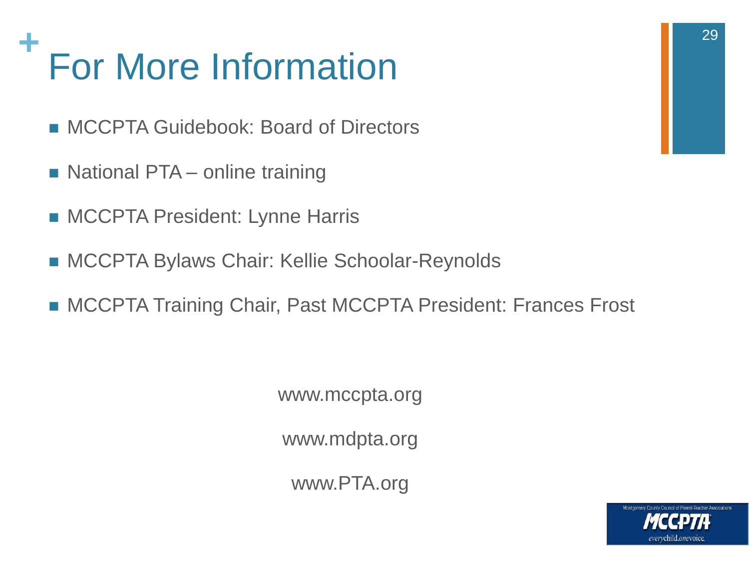# For More Information

- MCCPTA Guidebook: Board of Directors
- National PTA – online training
- MCCPTA President: Lynne Harris
- MCCPTA Bylaws Chair: Kellie Schoolar-Reynolds
- MCCPTA Training Chair, Past MCCPTA President: Frances Frost

www.mccpta.org

www.mdpta.org

www.PTA.org

Montgomery County Council of Parent-Teacher Associations

MCCPTA

everychild.onevoice.